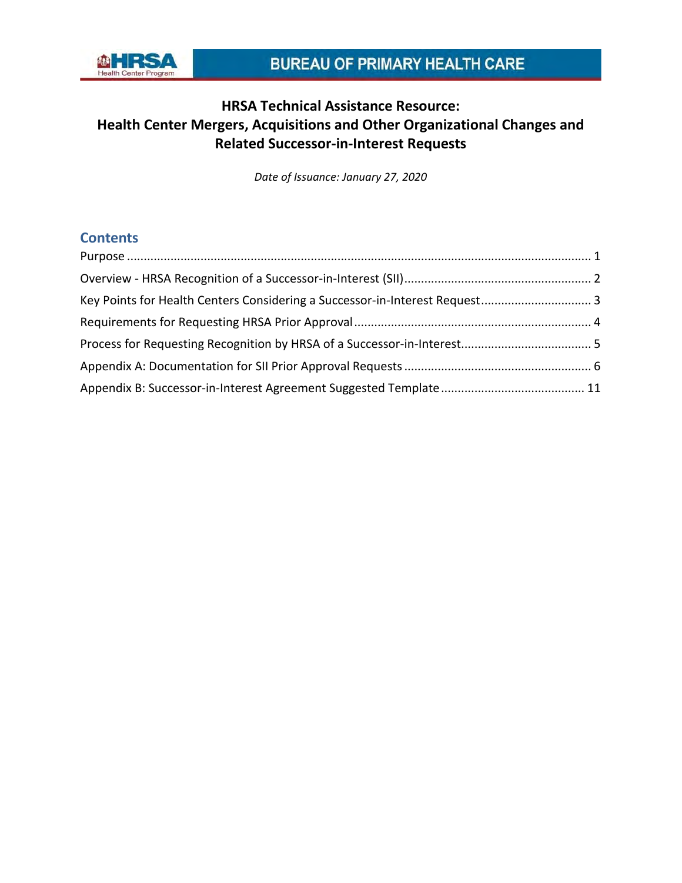BUREAU OF PRIMARY HEALTH CARE

# HRSA Technical Assistance Resource: Health Center Mergers, Acquisitions and Other Organizational Changes and Related Successor-in-Interest Requests

*Date of Issuance: January 27, 2020*

## Contents

Purpose ..... 1

Overview - HRSA Recognition of a Successor-in-Interest (SII) ..... 2

Key Points for Health Centers Considering a Successor-in-Interest Request ..... 3

Requirements for Requesting HRSA Prior Approval ..... 4

Process for Requesting Recognition by HRSA of a Successor-in-Interest ..... 5

Appendix A: Documentation for SII Prior Approval Requests ..... 6

Appendix B: Successor-in-Interest Agreement Suggested Template ..... 11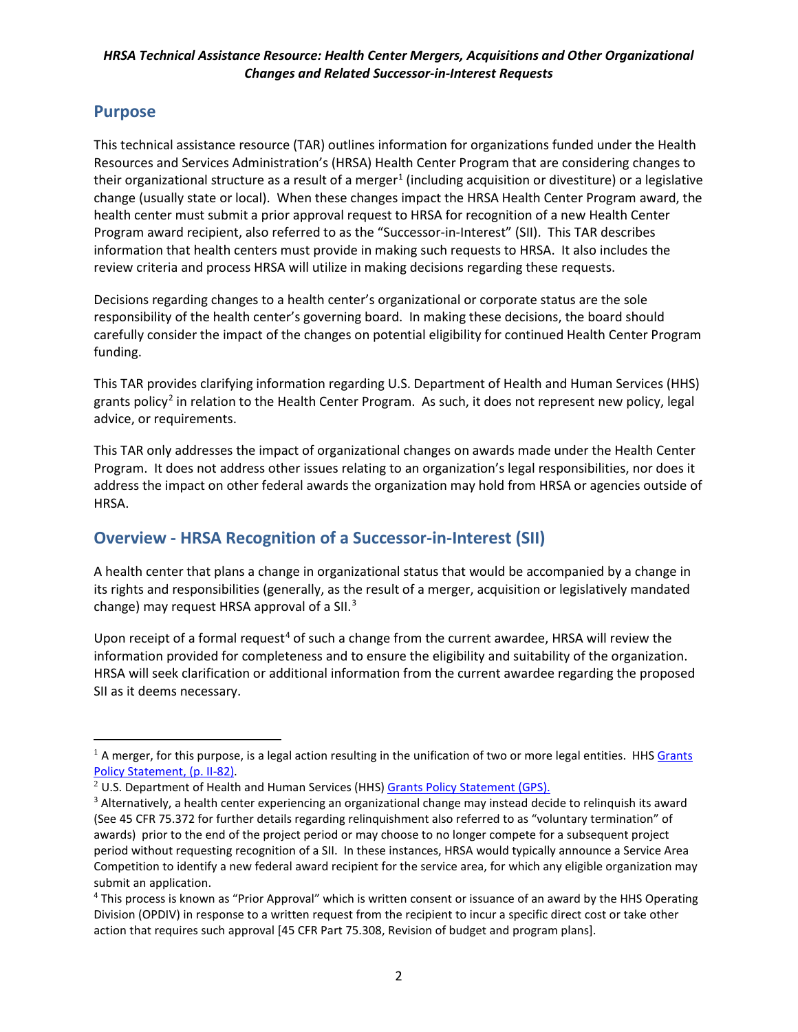## Purpose

This technical assistance resource (TAR) outlines information for organizations funded under the Health Resources and Services Administration's (HRSA) Health Center Program that are considering changes to their organizational structure as a result of a merger[1] (including acquisition or divestiture) or a legislative change (usually state or local). When these changes impact the HRSA Health Center Program award, the health center must submit a prior approval request to HRSA for recognition of a new Health Center Program award recipient, also referred to as the "Successor-in-Interest" (SII). This TAR describes information that health centers must provide in making such requests to HRSA. It also includes the review criteria and process HRSA will utilize in making decisions regarding these requests.

Decisions regarding changes to a health center's organizational or corporate status are the sole responsibility of the health center's governing board. In making these decisions, the board should carefully consider the impact of the changes on potential eligibility for continued Health Center Program funding.

This TAR provides clarifying information regarding U.S. Department of Health and Human Services (HHS) grants policy[2] in relation to the Health Center Program. As such, it does not represent new policy, legal advice, or requirements.

This TAR only addresses the impact of organizational changes on awards made under the Health Center Program. It does not address other issues relating to an organization's legal responsibilities, nor does it address the impact on other federal awards the organization may hold from HRSA or agencies outside of HRSA.

## Overview - HRSA Recognition of a Successor-in-Interest (SII)

A health center that plans a change in organizational status that would be accompanied by a change in its rights and responsibilities (generally, as the result of a merger, acquisition or legislatively mandated change) may request HRSA approval of a SII.[3]

Upon receipt of a formal request[4] of such a change from the current awardee, HRSA will review the information provided for completeness and to ensure the eligibility and suitability of the organization. HRSA will seek clarification or additional information from the current awardee regarding the proposed SII as it deems necessary.

---

[1] A merger, for this purpose, is a legal action resulting in the unification of two or more legal entities. HHS Grants Policy Statement, (p. II-82).

[2] U.S. Department of Health and Human Services (HHS) Grants Policy Statement (GPS).

[3] Alternatively, a health center experiencing an organizational change may instead decide to relinquish its award (See 45 CFR 75.372 for further details regarding relinquishment also referred to as "voluntary termination" of awards) prior to the end of the project period or may choose to no longer compete for a subsequent project period without requesting recognition of a SII. In these instances, HRSA would typically announce a Service Area Competition to identify a new federal award recipient for the service area, for which any eligible organization may submit an application.

[4] This process is known as "Prior Approval" which is written consent or issuance of an award by the HHS Operating Division (OPDIV) in response to a written request from the recipient to incur a specific direct cost or take other action that requires such approval [45 CFR Part 75.308, Revision of budget and program plans].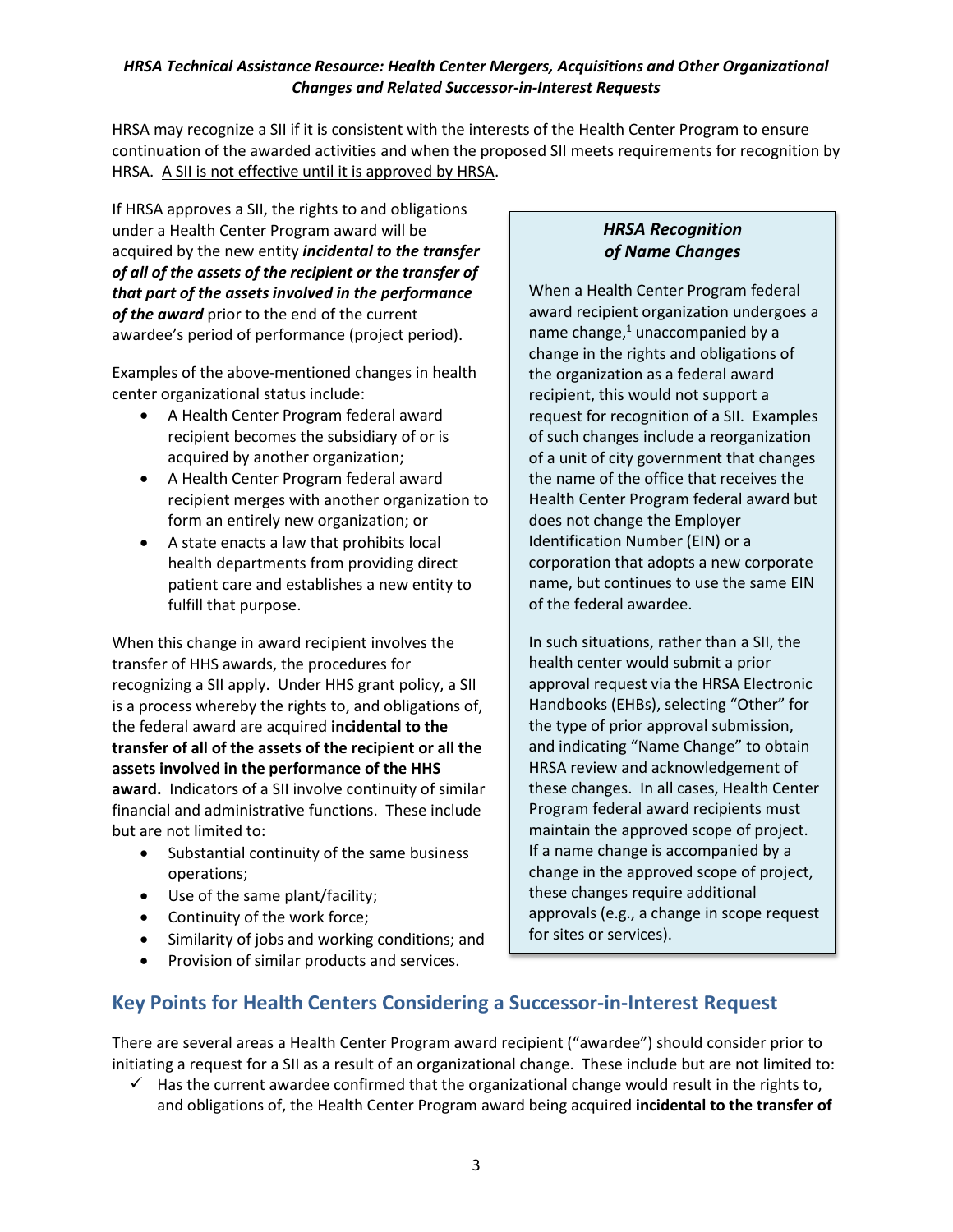HRSA may recognize a SII if it is consistent with the interests of the Health Center Program to ensure continuation of the awarded activities and when the proposed SII meets requirements for recognition by HRSA. <u>A SII is not effective until it is approved by HRSA</u>.

If HRSA approves a SII, the rights to and obligations under a Health Center Program award will be acquired by the new entity ***incidental to the transfer of all of the assets of the recipient or the transfer of that part of the assets involved in the performance of the award*** prior to the end of the current awardee's period of performance (project period).

Examples of the above-mentioned changes in health center organizational status include:

- A Health Center Program federal award recipient becomes the subsidiary of or is acquired by another organization;
- A Health Center Program federal award recipient merges with another organization to form an entirely new organization; or
- A state enacts a law that prohibits local health departments from providing direct patient care and establishes a new entity to fulfill that purpose.

When this change in award recipient involves the transfer of HHS awards, the procedures for recognizing a SII apply. Under HHS grant policy, a SII is a process whereby the rights to, and obligations of, the federal award are acquired **incidental to the transfer of all of the assets of the recipient or all the assets involved in the performance of the HHS award.** Indicators of a SII involve continuity of similar financial and administrative functions. These include but are not limited to:

- Substantial continuity of the same business operations;
- Use of the same plant/facility;
- Continuity of the work force;
- Similarity of jobs and working conditions; and
- Provision of similar products and services.

> ***HRSA Recognition of Name Changes***
>
> When a Health Center Program federal award recipient organization undergoes a name change,[1] unaccompanied by a change in the rights and obligations of the organization as a federal award recipient, this would not support a request for recognition of a SII. Examples of such changes include a reorganization of a unit of city government that changes the name of the office that receives the Health Center Program federal award but does not change the Employer Identification Number (EIN) or a corporation that adopts a new corporate name, but continues to use the same EIN of the federal awardee.
>
> In such situations, rather than a SII, the health center would submit a prior approval request via the HRSA Electronic Handbooks (EHBs), selecting "Other" for the type of prior approval submission, and indicating "Name Change" to obtain HRSA review and acknowledgement of these changes. In all cases, Health Center Program federal award recipients must maintain the approved scope of project. If a name change is accompanied by a change in the approved scope of project, these changes require additional approvals (e.g., a change in scope request for sites or services).

## Key Points for Health Centers Considering a Successor-in-Interest Request

There are several areas a Health Center Program award recipient ("awardee") should consider prior to initiating a request for a SII as a result of an organizational change. These include but are not limited to:

- ✓ Has the current awardee confirmed that the organizational change would result in the rights to, and obligations of, the Health Center Program award being acquired **incidental to the transfer of**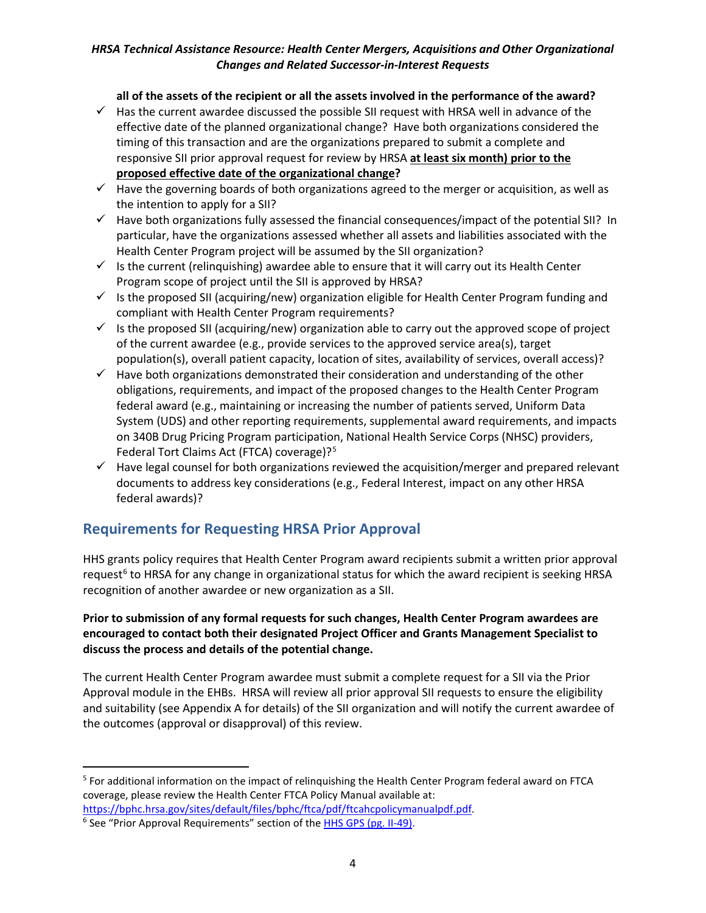**all of the assets of the recipient or all the assets involved in the performance of the award?**

- ✓ Has the current awardee discussed the possible SII request with HRSA well in advance of the effective date of the planned organizational change? Have both organizations considered the timing of this transaction and are the organizations prepared to submit a complete and responsive SII prior approval request for review by HRSA **at least six month) prior to the proposed effective date of the organizational change?**
- ✓ Have the governing boards of both organizations agreed to the merger or acquisition, as well as the intention to apply for a SII?
- ✓ Have both organizations fully assessed the financial consequences/impact of the potential SII? In particular, have the organizations assessed whether all assets and liabilities associated with the Health Center Program project will be assumed by the SII organization?
- ✓ Is the current (relinquishing) awardee able to ensure that it will carry out its Health Center Program scope of project until the SII is approved by HRSA?
- ✓ Is the proposed SII (acquiring/new) organization eligible for Health Center Program funding and compliant with Health Center Program requirements?
- ✓ Is the proposed SII (acquiring/new) organization able to carry out the approved scope of project of the current awardee (e.g., provide services to the approved service area(s), target population(s), overall patient capacity, location of sites, availability of services, overall access)?
- ✓ Have both organizations demonstrated their consideration and understanding of the other obligations, requirements, and impact of the proposed changes to the Health Center Program federal award (e.g., maintaining or increasing the number of patients served, Uniform Data System (UDS) and other reporting requirements, supplemental award requirements, and impacts on 340B Drug Pricing Program participation, National Health Service Corps (NHSC) providers, Federal Tort Claims Act (FTCA) coverage)?[5]
- ✓ Have legal counsel for both organizations reviewed the acquisition/merger and prepared relevant documents to address key considerations (e.g., Federal Interest, impact on any other HRSA federal awards)?

## Requirements for Requesting HRSA Prior Approval

HHS grants policy requires that Health Center Program award recipients submit a written prior approval request[6] to HRSA for any change in organizational status for which the award recipient is seeking HRSA recognition of another awardee or new organization as a SII.

**Prior to submission of any formal requests for such changes, Health Center Program awardees are encouraged to contact both their designated Project Officer and Grants Management Specialist to discuss the process and details of the potential change.**

The current Health Center Program awardee must submit a complete request for a SII via the Prior Approval module in the EHBs. HRSA will review all prior approval SII requests to ensure the eligibility and suitability (see Appendix A for details) of the SII organization and will notify the current awardee of the outcomes (approval or disapproval) of this review.

---

[5] For additional information on the impact of relinquishing the Health Center Program federal award on FTCA coverage, please review the Health Center FTCA Policy Manual available at: https://bphc.hrsa.gov/sites/default/files/bphc/ftca/pdf/ftcahcpolicymanualpdf.pdf.

[6] See "Prior Approval Requirements" section of the HHS GPS (pg. II-49).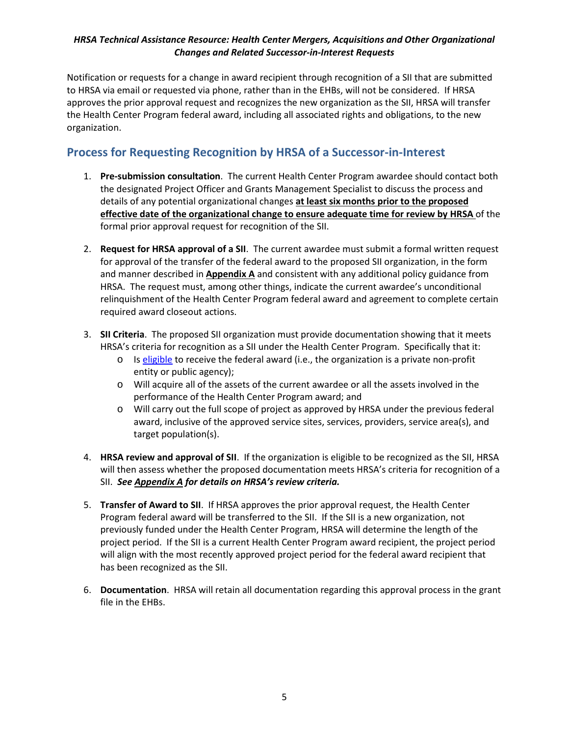Notification or requests for a change in award recipient through recognition of a SII that are submitted to HRSA via email or requested via phone, rather than in the EHBs, will not be considered. If HRSA approves the prior approval request and recognizes the new organization as the SII, HRSA will transfer the Health Center Program federal award, including all associated rights and obligations, to the new organization.

## Process for Requesting Recognition by HRSA of a Successor-in-Interest

1. **Pre-submission consultation**. The current Health Center Program awardee should contact both the designated Project Officer and Grants Management Specialist to discuss the process and details of any potential organizational changes **at least six months prior to the proposed effective date of the organizational change to ensure adequate time for review by HRSA** of the formal prior approval request for recognition of the SII.

2. **Request for HRSA approval of a SII**. The current awardee must submit a formal written request for approval of the transfer of the federal award to the proposed SII organization, in the form and manner described in **Appendix A** and consistent with any additional policy guidance from HRSA. The request must, among other things, indicate the current awardee's unconditional relinquishment of the Health Center Program federal award and agreement to complete certain required award closeout actions.

3. **SII Criteria**. The proposed SII organization must provide documentation showing that it meets HRSA's criteria for recognition as a SII under the Health Center Program. Specifically that it:
   - Is eligible to receive the federal award (i.e., the organization is a private non-profit entity or public agency);
   - Will acquire all of the assets of the current awardee or all the assets involved in the performance of the Health Center Program award; and
   - Will carry out the full scope of project as approved by HRSA under the previous federal award, inclusive of the approved service sites, services, providers, service area(s), and target population(s).

4. **HRSA review and approval of SII**. If the organization is eligible to be recognized as the SII, HRSA will then assess whether the proposed documentation meets HRSA's criteria for recognition of a SII. ***See Appendix A for details on HRSA's review criteria.***

5. **Transfer of Award to SII**. If HRSA approves the prior approval request, the Health Center Program federal award will be transferred to the SII. If the SII is a new organization, not previously funded under the Health Center Program, HRSA will determine the length of the project period. If the SII is a current Health Center Program award recipient, the project period will align with the most recently approved project period for the federal award recipient that has been recognized as the SII.

6. **Documentation**. HRSA will retain all documentation regarding this approval process in the grant file in the EHBs.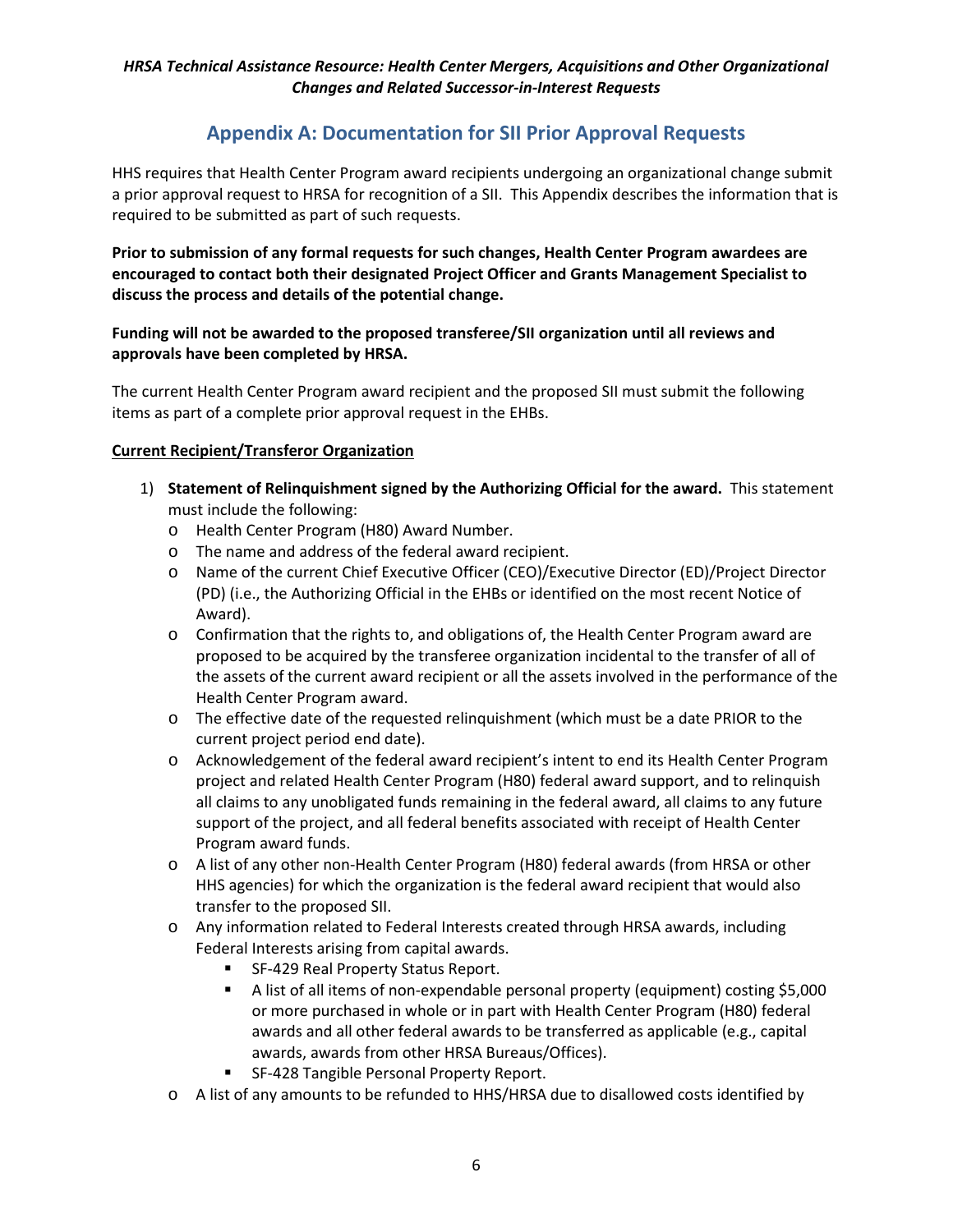## Appendix A: Documentation for SII Prior Approval Requests

HHS requires that Health Center Program award recipients undergoing an organizational change submit a prior approval request to HRSA for recognition of a SII. This Appendix describes the information that is required to be submitted as part of such requests.

**Prior to submission of any formal requests for such changes, Health Center Program awardees are encouraged to contact both their designated Project Officer and Grants Management Specialist to discuss the process and details of the potential change.**

**Funding will not be awarded to the proposed transferee/SII organization until all reviews and approvals have been completed by HRSA.**

The current Health Center Program award recipient and the proposed SII must submit the following items as part of a complete prior approval request in the EHBs.

**Current Recipient/Transferor Organization**

1) **Statement of Relinquishment signed by the Authorizing Official for the award.** This statement must include the following:
   - Health Center Program (H80) Award Number.
   - The name and address of the federal award recipient.
   - Name of the current Chief Executive Officer (CEO)/Executive Director (ED)/Project Director (PD) (i.e., the Authorizing Official in the EHBs or identified on the most recent Notice of Award).
   - Confirmation that the rights to, and obligations of, the Health Center Program award are proposed to be acquired by the transferee organization incidental to the transfer of all of the assets of the current award recipient or all the assets involved in the performance of the Health Center Program award.
   - The effective date of the requested relinquishment (which must be a date PRIOR to the current project period end date).
   - Acknowledgement of the federal award recipient's intent to end its Health Center Program project and related Health Center Program (H80) federal award support, and to relinquish all claims to any unobligated funds remaining in the federal award, all claims to any future support of the project, and all federal benefits associated with receipt of Health Center Program award funds.
   - A list of any other non-Health Center Program (H80) federal awards (from HRSA or other HHS agencies) for which the organization is the federal award recipient that would also transfer to the proposed SII.
   - Any information related to Federal Interests created through HRSA awards, including Federal Interests arising from capital awards.
     - SF-429 Real Property Status Report.
     - A list of all items of non-expendable personal property (equipment) costing $5,000 or more purchased in whole or in part with Health Center Program (H80) federal awards and all other federal awards to be transferred as applicable (e.g., capital awards, awards from other HRSA Bureaus/Offices).
     - SF-428 Tangible Personal Property Report.
   - A list of any amounts to be refunded to HHS/HRSA due to disallowed costs identified by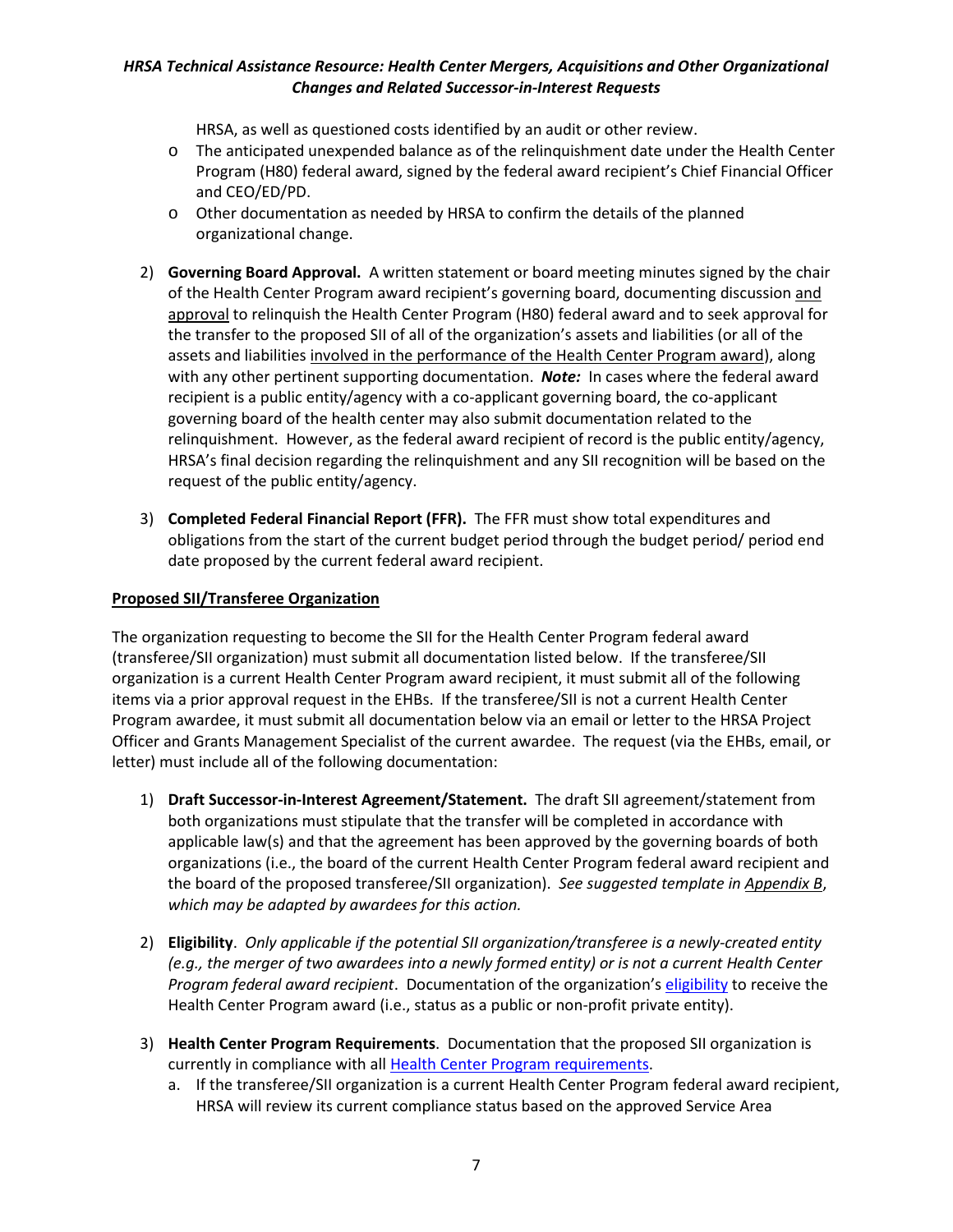HRSA, as well as questioned costs identified by an audit or other review.

- o The anticipated unexpended balance as of the relinquishment date under the Health Center Program (H80) federal award, signed by the federal award recipient's Chief Financial Officer and CEO/ED/PD.
- o Other documentation as needed by HRSA to confirm the details of the planned organizational change.

2) **Governing Board Approval.** A written statement or board meeting minutes signed by the chair of the Health Center Program award recipient's governing board, documenting discussion and approval to relinquish the Health Center Program (H80) federal award and to seek approval for the transfer to the proposed SII of all of the organization's assets and liabilities (or all of the assets and liabilities involved in the performance of the Health Center Program award), along with any other pertinent supporting documentation. ***Note:*** In cases where the federal award recipient is a public entity/agency with a co-applicant governing board, the co-applicant governing board of the health center may also submit documentation related to the relinquishment. However, as the federal award recipient of record is the public entity/agency, HRSA's final decision regarding the relinquishment and any SII recognition will be based on the request of the public entity/agency.

3) **Completed Federal Financial Report (FFR).** The FFR must show total expenditures and obligations from the start of the current budget period through the budget period/ period end date proposed by the current federal award recipient.

**Proposed SII/Transferee Organization**

The organization requesting to become the SII for the Health Center Program federal award (transferee/SII organization) must submit all documentation listed below. If the transferee/SII organization is a current Health Center Program award recipient, it must submit all of the following items via a prior approval request in the EHBs. If the transferee/SII is not a current Health Center Program awardee, it must submit all documentation below via an email or letter to the HRSA Project Officer and Grants Management Specialist of the current awardee. The request (via the EHBs, email, or letter) must include all of the following documentation:

1) **Draft Successor-in-Interest Agreement/Statement.** The draft SII agreement/statement from both organizations must stipulate that the transfer will be completed in accordance with applicable law(s) and that the agreement has been approved by the governing boards of both organizations (i.e., the board of the current Health Center Program federal award recipient and the board of the proposed transferee/SII organization). *See suggested template in Appendix B, which may be adapted by awardees for this action.*

2) **Eligibility**. *Only applicable if the potential SII organization/transferee is a newly-created entity (e.g., the merger of two awardees into a newly formed entity) or is not a current Health Center Program federal award recipient*. Documentation of the organization's eligibility to receive the Health Center Program award (i.e., status as a public or non-profit private entity).

3) **Health Center Program Requirements**. Documentation that the proposed SII organization is currently in compliance with all Health Center Program requirements.
   a. If the transferee/SII organization is a current Health Center Program federal award recipient, HRSA will review its current compliance status based on the approved Service Area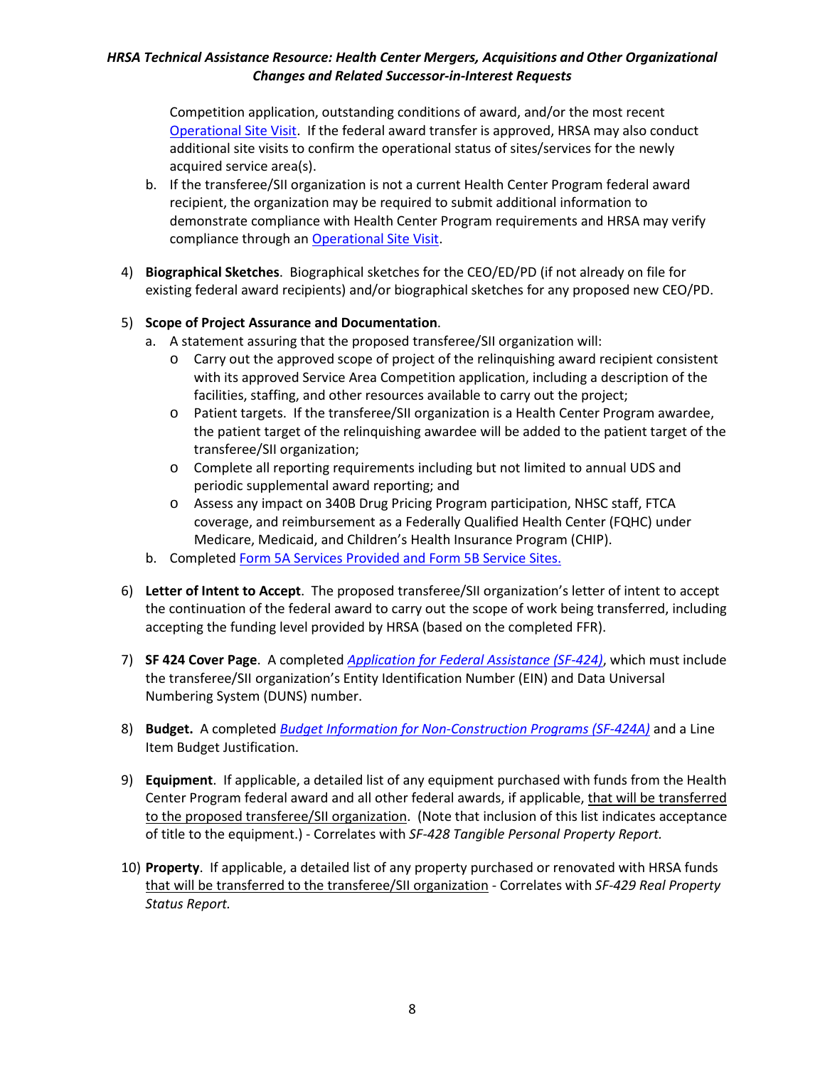Competition application, outstanding conditions of award, and/or the most recent Operational Site Visit. If the federal award transfer is approved, HRSA may also conduct additional site visits to confirm the operational status of sites/services for the newly acquired service area(s).

   b. If the transferee/SII organization is not a current Health Center Program federal award recipient, the organization may be required to submit additional information to demonstrate compliance with Health Center Program requirements and HRSA may verify compliance through an Operational Site Visit.

4) **Biographical Sketches**. Biographical sketches for the CEO/ED/PD (if not already on file for existing federal award recipients) and/or biographical sketches for any proposed new CEO/PD.

5) **Scope of Project Assurance and Documentation**.
   a. A statement assuring that the proposed transferee/SII organization will:
      - Carry out the approved scope of project of the relinquishing award recipient consistent with its approved Service Area Competition application, including a description of the facilities, staffing, and other resources available to carry out the project;
      - Patient targets. If the transferee/SII organization is a Health Center Program awardee, the patient target of the relinquishing awardee will be added to the patient target of the transferee/SII organization;
      - Complete all reporting requirements including but not limited to annual UDS and periodic supplemental award reporting; and
      - Assess any impact on 340B Drug Pricing Program participation, NHSC staff, FTCA coverage, and reimbursement as a Federally Qualified Health Center (FQHC) under Medicare, Medicaid, and Children's Health Insurance Program (CHIP).
   b. Completed Form 5A Services Provided and Form 5B Service Sites.

6) **Letter of Intent to Accept**. The proposed transferee/SII organization's letter of intent to accept the continuation of the federal award to carry out the scope of work being transferred, including accepting the funding level provided by HRSA (based on the completed FFR).

7) **SF 424 Cover Page**. A completed *Application for Federal Assistance (SF-424)*, which must include the transferee/SII organization's Entity Identification Number (EIN) and Data Universal Numbering System (DUNS) number.

8) **Budget.** A completed *Budget Information for Non-Construction Programs (SF-424A)* and a Line Item Budget Justification.

9) **Equipment**. If applicable, a detailed list of any equipment purchased with funds from the Health Center Program federal award and all other federal awards, if applicable, that will be transferred to the proposed transferee/SII organization. (Note that inclusion of this list indicates acceptance of title to the equipment.) - Correlates with *SF-428 Tangible Personal Property Report.*

10) **Property**. If applicable, a detailed list of any property purchased or renovated with HRSA funds that will be transferred to the transferee/SII organization - Correlates with *SF-429 Real Property Status Report.*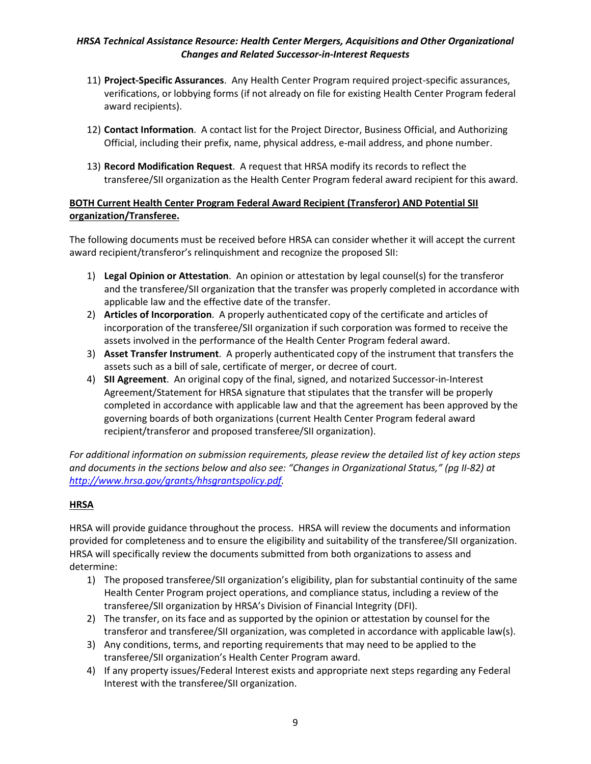11) **Project-Specific Assurances**. Any Health Center Program required project-specific assurances, verifications, or lobbying forms (if not already on file for existing Health Center Program federal award recipients).

12) **Contact Information**. A contact list for the Project Director, Business Official, and Authorizing Official, including their prefix, name, physical address, e-mail address, and phone number.

13) **Record Modification Request**. A request that HRSA modify its records to reflect the transferee/SII organization as the Health Center Program federal award recipient for this award.

**BOTH Current Health Center Program Federal Award Recipient (Transferor) AND Potential SII organization/Transferee.**

The following documents must be received before HRSA can consider whether it will accept the current award recipient/transferor's relinquishment and recognize the proposed SII:

1) **Legal Opinion or Attestation**. An opinion or attestation by legal counsel(s) for the transferor and the transferee/SII organization that the transfer was properly completed in accordance with applicable law and the effective date of the transfer.
2) **Articles of Incorporation**. A properly authenticated copy of the certificate and articles of incorporation of the transferee/SII organization if such corporation was formed to receive the assets involved in the performance of the Health Center Program federal award.
3) **Asset Transfer Instrument**. A properly authenticated copy of the instrument that transfers the assets such as a bill of sale, certificate of merger, or decree of court.
4) **SII Agreement**. An original copy of the final, signed, and notarized Successor-in-Interest Agreement/Statement for HRSA signature that stipulates that the transfer will be properly completed in accordance with applicable law and that the agreement has been approved by the governing boards of both organizations (current Health Center Program federal award recipient/transferor and proposed transferee/SII organization).

*For additional information on submission requirements, please review the detailed list of key action steps and documents in the sections below and also see: "Changes in Organizational Status," (pg II-82) at http://www.hrsa.gov/grants/hhsgrantspolicy.pdf.*

**HRSA**

HRSA will provide guidance throughout the process. HRSA will review the documents and information provided for completeness and to ensure the eligibility and suitability of the transferee/SII organization. HRSA will specifically review the documents submitted from both organizations to assess and determine:

1) The proposed transferee/SII organization's eligibility, plan for substantial continuity of the same Health Center Program project operations, and compliance status, including a review of the transferee/SII organization by HRSA's Division of Financial Integrity (DFI).
2) The transfer, on its face and as supported by the opinion or attestation by counsel for the transferor and transferee/SII organization, was completed in accordance with applicable law(s).
3) Any conditions, terms, and reporting requirements that may need to be applied to the transferee/SII organization's Health Center Program award.
4) If any property issues/Federal Interest exists and appropriate next steps regarding any Federal Interest with the transferee/SII organization.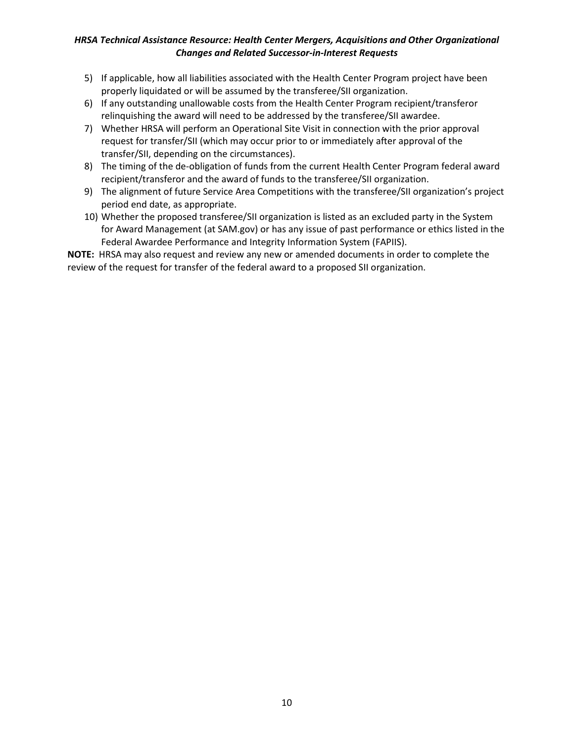5) If applicable, how all liabilities associated with the Health Center Program project have been properly liquidated or will be assumed by the transferee/SII organization.
6) If any outstanding unallowable costs from the Health Center Program recipient/transferor relinquishing the award will need to be addressed by the transferee/SII awardee.
7) Whether HRSA will perform an Operational Site Visit in connection with the prior approval request for transfer/SII (which may occur prior to or immediately after approval of the transfer/SII, depending on the circumstances).
8) The timing of the de-obligation of funds from the current Health Center Program federal award recipient/transferor and the award of funds to the transferee/SII organization.
9) The alignment of future Service Area Competitions with the transferee/SII organization's project period end date, as appropriate.
10) Whether the proposed transferee/SII organization is listed as an excluded party in the System for Award Management (at SAM.gov) or has any issue of past performance or ethics listed in the Federal Awardee Performance and Integrity Information System (FAPIIS).

**NOTE:** HRSA may also request and review any new or amended documents in order to complete the review of the request for transfer of the federal award to a proposed SII organization.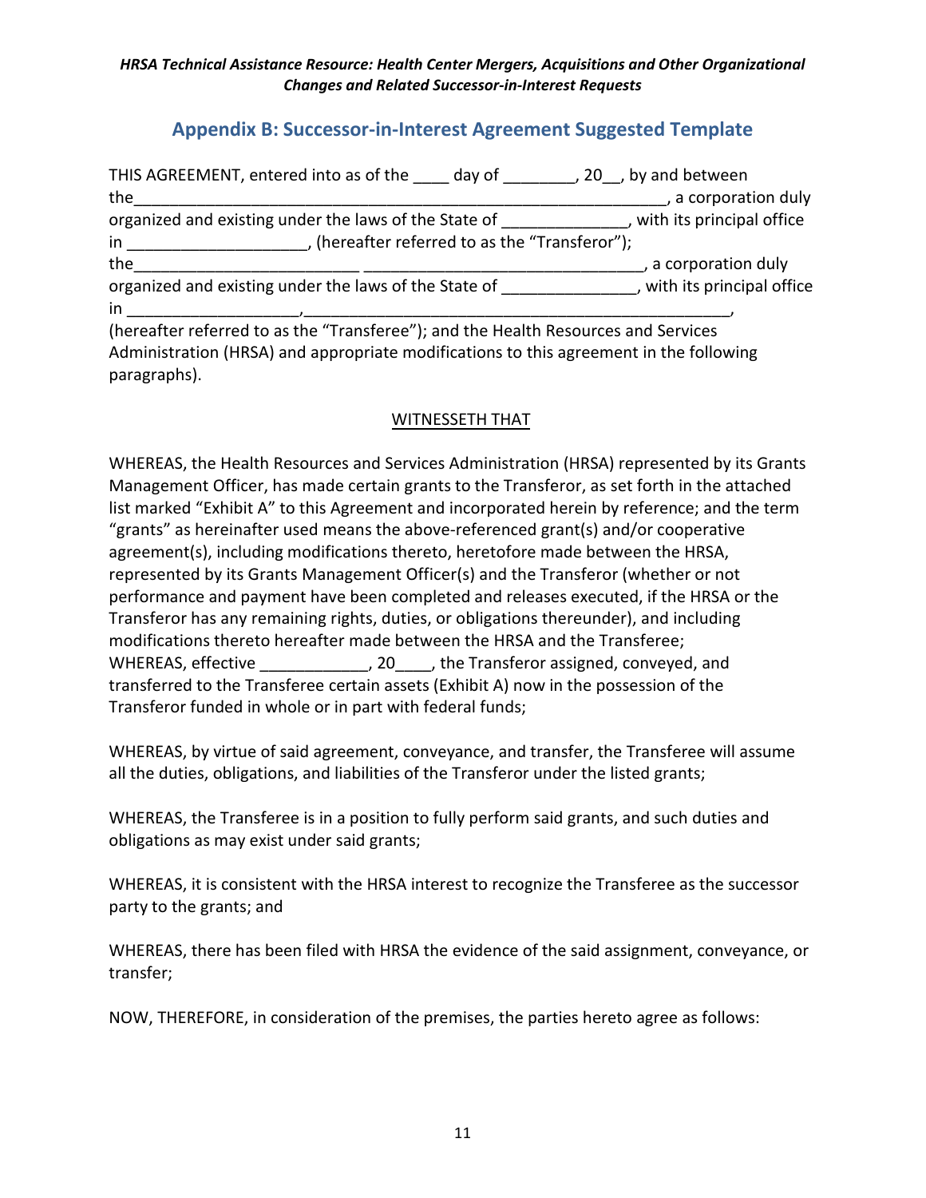## Appendix B: Successor-in-Interest Agreement Suggested Template

THIS AGREEMENT, entered into as of the ____ day of ________, 20__, by and between the____________________________________________________________, a corporation duly organized and existing under the laws of the State of ______________, with its principal office in ___________________, (hereafter referred to as the "Transferor"); the_________________________ _______________________________, a corporation duly organized and existing under the laws of the State of _______________, with its principal office in ___________________,_________________________________________________, (hereafter referred to as the "Transferee"); and the Health Resources and Services Administration (HRSA) and appropriate modifications to this agreement in the following paragraphs).

WITNESSETH THAT

WHEREAS, the Health Resources and Services Administration (HRSA) represented by its Grants Management Officer, has made certain grants to the Transferor, as set forth in the attached list marked "Exhibit A" to this Agreement and incorporated herein by reference; and the term "grants" as hereinafter used means the above-referenced grant(s) and/or cooperative agreement(s), including modifications thereto, heretofore made between the HRSA, represented by its Grants Management Officer(s) and the Transferor (whether or not performance and payment have been completed and releases executed, if the HRSA or the Transferor has any remaining rights, duties, or obligations thereunder), and including modifications thereto hereafter made between the HRSA and the Transferee;
WHEREAS, effective ____________, 20____, the Transferor assigned, conveyed, and transferred to the Transferee certain assets (Exhibit A) now in the possession of the Transferor funded in whole or in part with federal funds;

WHEREAS, by virtue of said agreement, conveyance, and transfer, the Transferee will assume all the duties, obligations, and liabilities of the Transferor under the listed grants;

WHEREAS, the Transferee is in a position to fully perform said grants, and such duties and obligations as may exist under said grants;

WHEREAS, it is consistent with the HRSA interest to recognize the Transferee as the successor party to the grants; and

WHEREAS, there has been filed with HRSA the evidence of the said assignment, conveyance, or transfer;

NOW, THEREFORE, in consideration of the premises, the parties hereto agree as follows: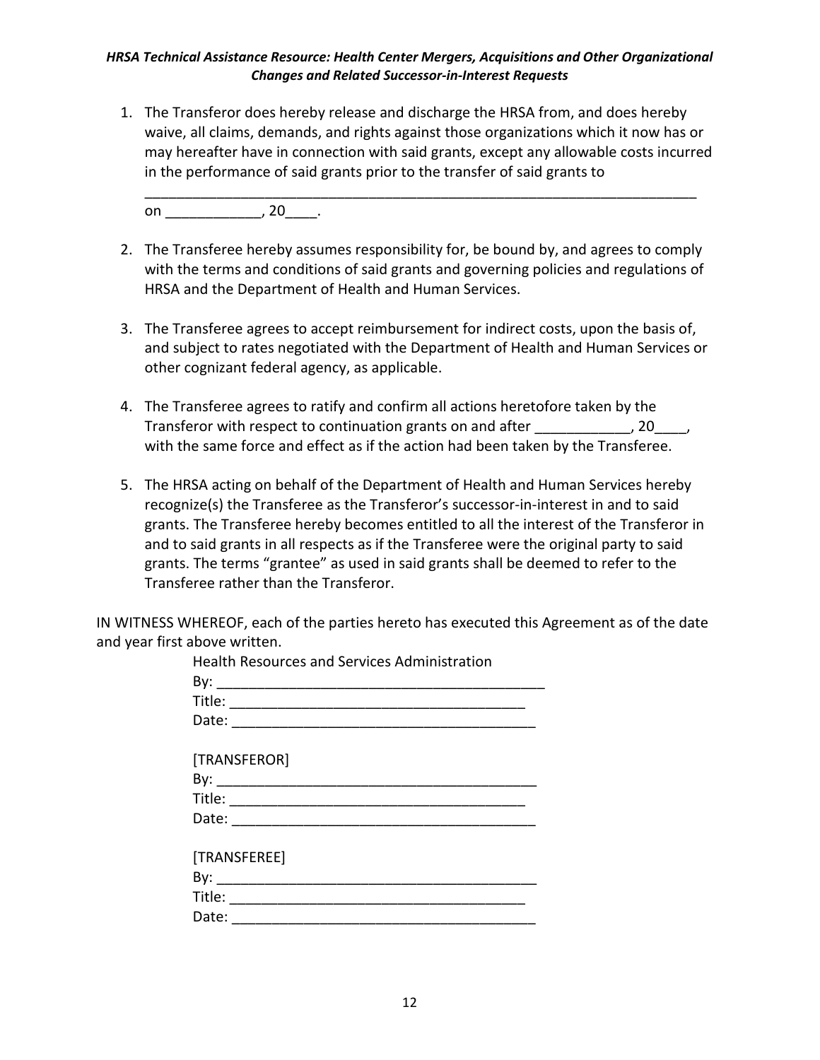1. The Transferor does hereby release and discharge the HRSA from, and does hereby waive, all claims, demands, and rights against those organizations which it now has or may hereafter have in connection with said grants, except any allowable costs incurred in the performance of said grants prior to the transfer of said grants to ______________________________________________________________________ on ____________, 20____.

2. The Transferee hereby assumes responsibility for, be bound by, and agrees to comply with the terms and conditions of said grants and governing policies and regulations of HRSA and the Department of Health and Human Services.

3. The Transferee agrees to accept reimbursement for indirect costs, upon the basis of, and subject to rates negotiated with the Department of Health and Human Services or other cognizant federal agency, as applicable.

4. The Transferee agrees to ratify and confirm all actions heretofore taken by the Transferor with respect to continuation grants on and after ____________, 20____, with the same force and effect as if the action had been taken by the Transferee.

5. The HRSA acting on behalf of the Department of Health and Human Services hereby recognize(s) the Transferee as the Transferor's successor-in-interest in and to said grants. The Transferee hereby becomes entitled to all the interest of the Transferor in and to said grants in all respects as if the Transferee were the original party to said grants. The terms "grantee" as used in said grants shall be deemed to refer to the Transferee rather than the Transferor.

IN WITNESS WHEREOF, each of the parties hereto has executed this Agreement as of the date and year first above written.

Health Resources and Services Administration
By: ____________________________________________
Title: ______________________________________
Date: ________________________________________

[TRANSFEROR]
By: ___________________________________________
Title: ______________________________________
Date: ________________________________________

[TRANSFEREE]
By: ___________________________________________
Title: ______________________________________
Date: ________________________________________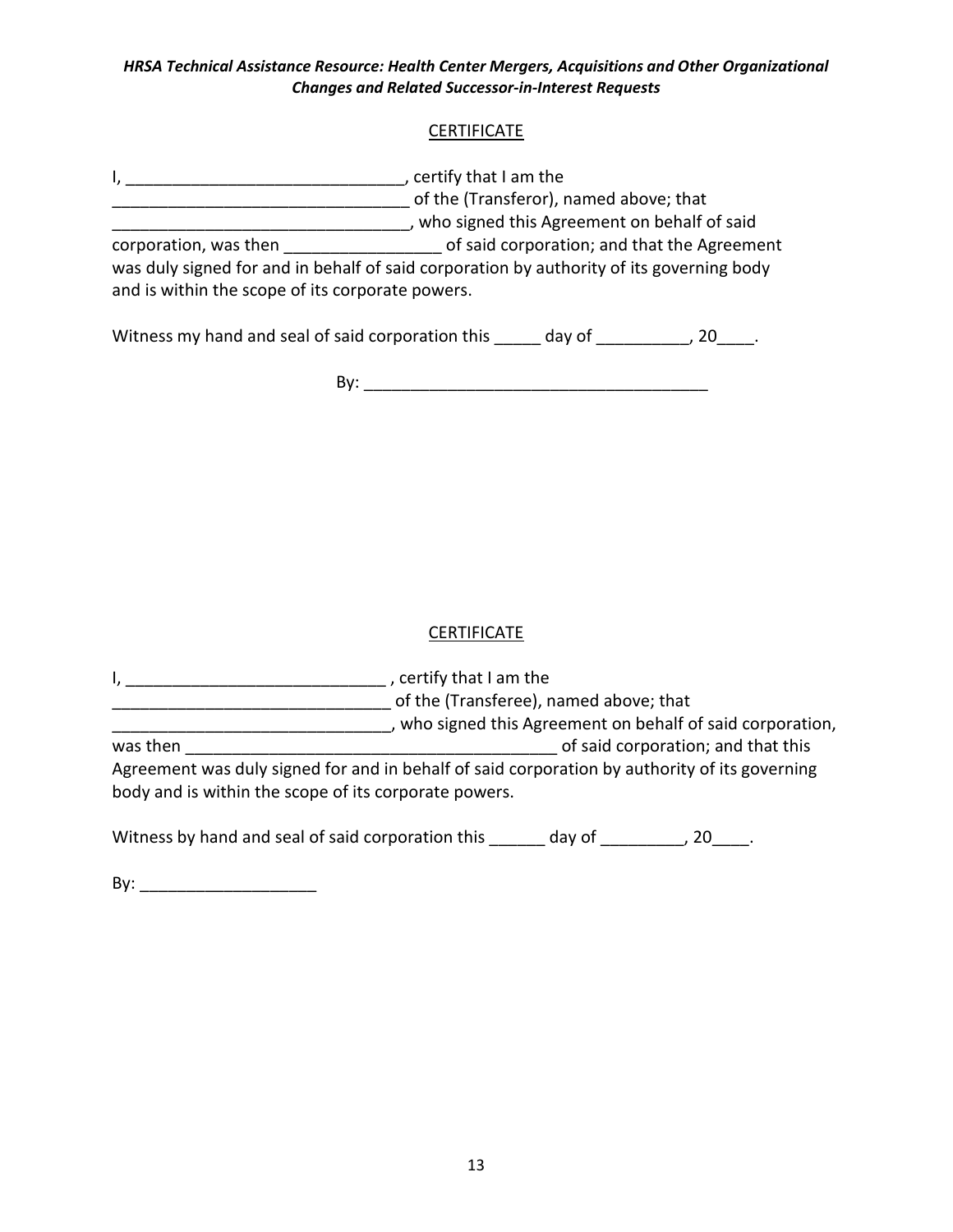## CERTIFICATE

I, ______________________________, certify that I am the
________________________________ of the (Transferor), named above; that
________________________________, who signed this Agreement on behalf of said corporation, was then ________________ of said corporation; and that the Agreement was duly signed for and in behalf of said corporation by authority of its governing body and is within the scope of its corporate powers.

Witness my hand and seal of said corporation this _____ day of __________, 20____.

By: _____________________________________

## CERTIFICATE

I, ____________________________ , certify that I am the
______________________________ of the (Transferee), named above; that
______________________________, who signed this Agreement on behalf of said corporation, was then ________________________________________ of said corporation; and that this Agreement was duly signed for and in behalf of said corporation by authority of its governing body and is within the scope of its corporate powers.

Witness by hand and seal of said corporation this ______ day of _________, 20____.

By: ___________________